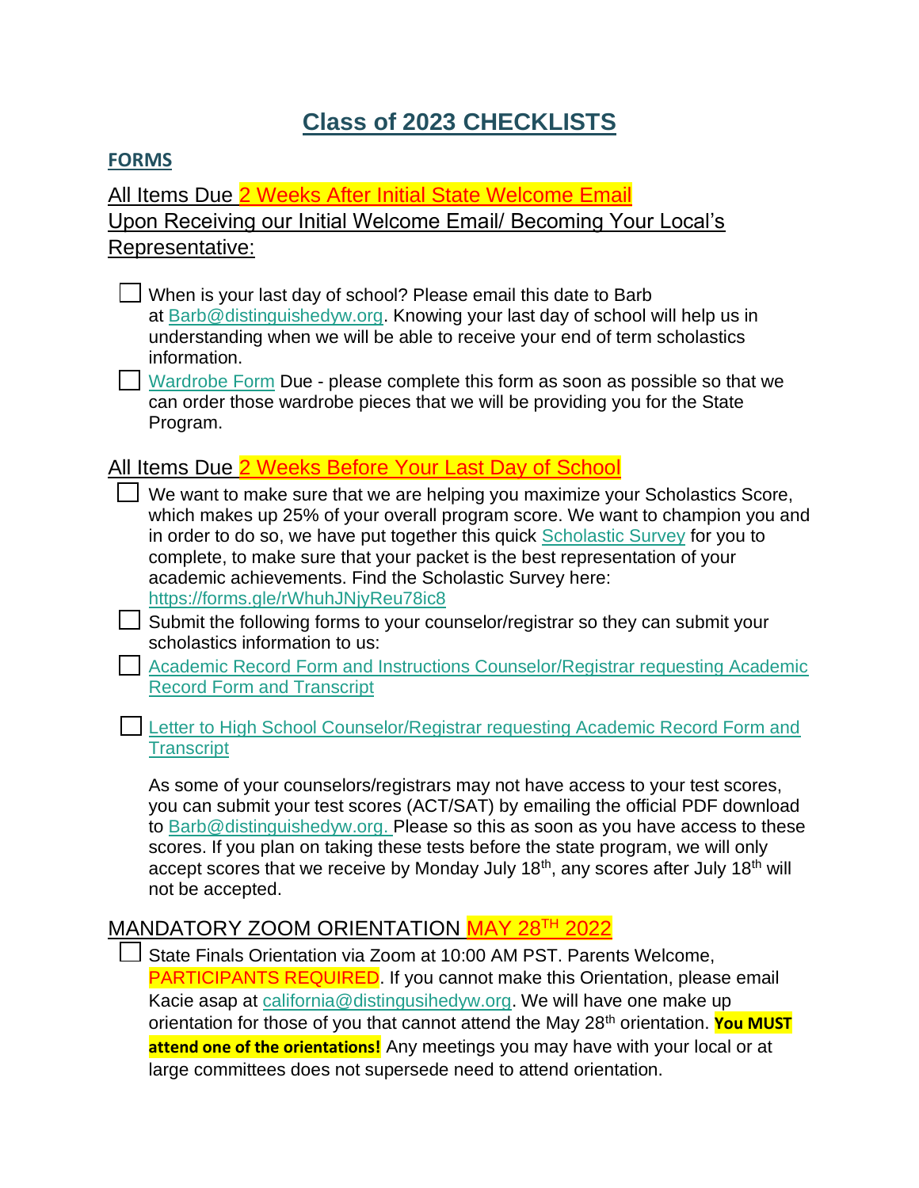# Class of 2023 CHECKLISTS

## FORMS

All Items Due 2 Weeks After Initial State Welcome Email
Upon Receiving our Initial Welcome Email/ Becoming Your Local's Representative:

- [ ] When is your last day of school? Please email this date to Barb at Barb@distinguishedyw.org. Knowing your last day of school will help us in understanding when we will be able to receive your end of term scholastics information.
- [ ] Wardrobe Form Due - please complete this form as soon as possible so that we can order those wardrobe pieces that we will be providing you for the State Program.

All Items Due 2 Weeks Before Your Last Day of School

- [ ] We want to make sure that we are helping you maximize your Scholastics Score, which makes up 25% of your overall program score. We want to champion you and in order to do so, we have put together this quick Scholastic Survey for you to complete, to make sure that your packet is the best representation of your academic achievements. Find the Scholastic Survey here: https://forms.gle/rWhuhJNjyReu78ic8
- [ ] Submit the following forms to your counselor/registrar so they can submit your scholastics information to us:
- [ ] Academic Record Form and Instructions Counselor/Registrar requesting Academic Record Form and Transcript
- [ ] Letter to High School Counselor/Registrar requesting Academic Record Form and Transcript

As some of your counselors/registrars may not have access to your test scores, you can submit your test scores (ACT/SAT) by emailing the official PDF download to Barb@distinguishedyw.org. Please so this as soon as you have access to these scores. If you plan on taking these tests before the state program, we will only accept scores that we receive by Monday July 18th, any scores after July 18th will not be accepted.

MANDATORY ZOOM ORIENTATION MAY 28TH 2022

- [ ] State Finals Orientation via Zoom at 10:00 AM PST. Parents Welcome, PARTICIPANTS REQUIRED. If you cannot make this Orientation, please email Kacie asap at california@distingusihedyw.org. We will have one make up orientation for those of you that cannot attend the May 28th orientation. **You MUST attend one of the orientations!** Any meetings you may have with your local or at large committees does not supersede need to attend orientation.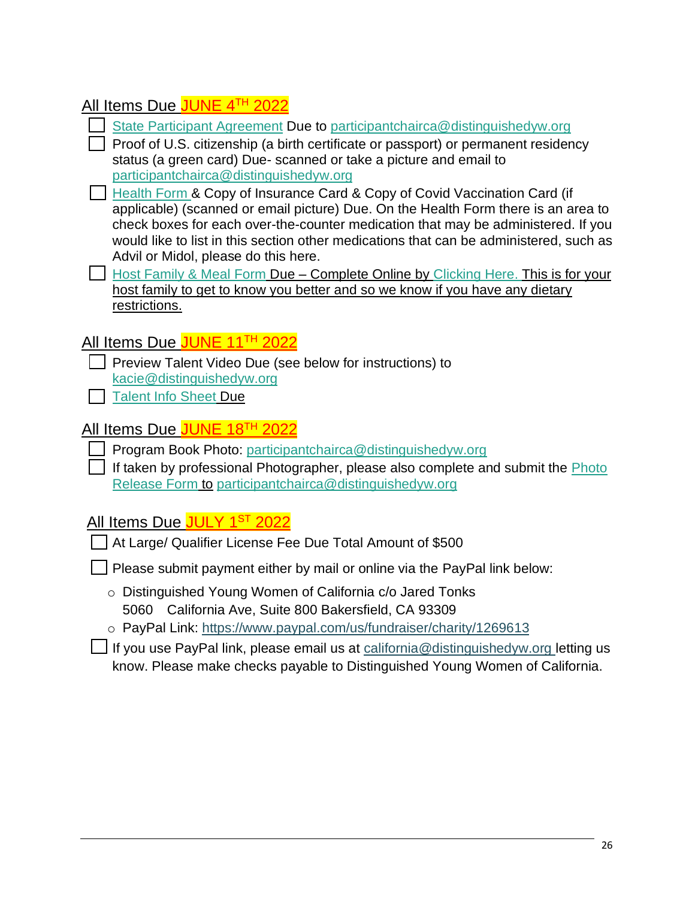## All Items Due JUNE 4TH 2022

- [ ] State Participant Agreement Due to participantchairca@distinguishedyw.org
- [ ] Proof of U.S. citizenship (a birth certificate or passport) or permanent residency status (a green card) Due- scanned or take a picture and email to participantchairca@distinguishedyw.org
- [ ] Health Form & Copy of Insurance Card & Copy of Covid Vaccination Card (if applicable) (scanned or email picture) Due. On the Health Form there is an area to check boxes for each over-the-counter medication that may be administered. If you would like to list in this section other medications that can be administered, such as Advil or Midol, please do this here.
- [ ] Host Family & Meal Form Due – Complete Online by Clicking Here. This is for your host family to get to know you better and so we know if you have any dietary restrictions.

## All Items Due JUNE 11TH 2022

- [ ] Preview Talent Video Due (see below for instructions) to kacie@distinguishedyw.org
- [ ] Talent Info Sheet Due

## All Items Due JUNE 18TH 2022

- [ ] Program Book Photo: participantchairca@distinguishedyw.org
- [ ] If taken by professional Photographer, please also complete and submit the Photo Release Form to participantchairca@distinguishedyw.org

## All Items Due JULY 1ST 2022

- [ ] At Large/ Qualifier License Fee Due Total Amount of $500
- [ ] Please submit payment either by mail or online via the PayPal link below:
  - Distinguished Young Women of California c/o Jared Tonks
    5060 California Ave, Suite 800 Bakersfield, CA 93309
  - PayPal Link: https://www.paypal.com/us/fundraiser/charity/1269613
- [ ] If you use PayPal link, please email us at california@distinguishedyw.org letting us know. Please make checks payable to Distinguished Young Women of California.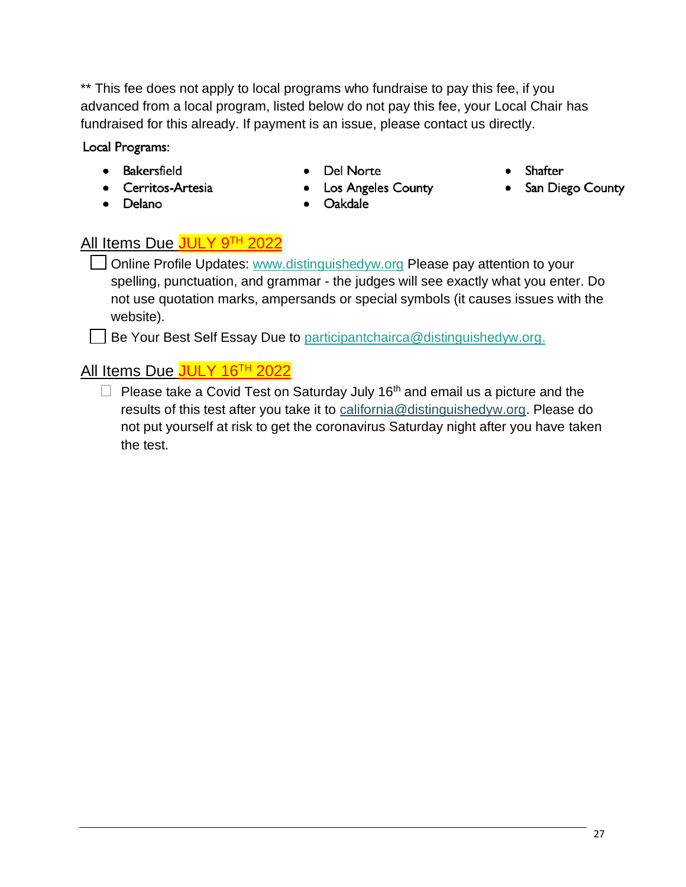** This fee does not apply to local programs who fundraise to pay this fee, if you advanced from a local program, listed below do not pay this fee, your Local Chair has fundraised for this already. If payment is an issue, please contact us directly.

Local Programs:

- Bakersfield
- Cerritos-Artesia
- Delano
- Del Norte
- Los Angeles County
- Oakdale
- Shafter
- San Diego County

## All Items Due JULY 9TH 2022

- ☐ Online Profile Updates: www.distinguishedyw.org Please pay attention to your spelling, punctuation, and grammar - the judges will see exactly what you enter. Do not use quotation marks, ampersands or special symbols (it causes issues with the website).
- ☐ Be Your Best Self Essay Due to participantchairca@distinguishedyw.org.

## All Items Due JULY 16TH 2022

- ☐ Please take a Covid Test on Saturday July 16th and email us a picture and the results of this test after you take it to california@distinguishedyw.org. Please do not put yourself at risk to get the coronavirus Saturday night after you have taken the test.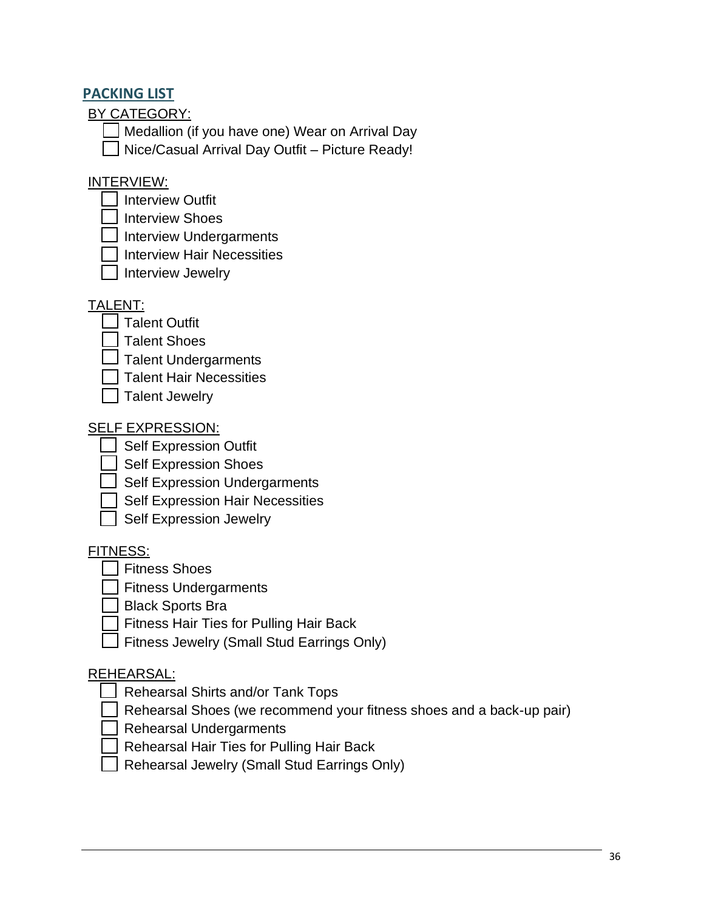## PACKING LIST

BY CATEGORY:

- [ ] Medallion (if you have one) Wear on Arrival Day
- [ ] Nice/Casual Arrival Day Outfit – Picture Ready!

INTERVIEW:

- [ ] Interview Outfit
- [ ] Interview Shoes
- [ ] Interview Undergarments
- [ ] Interview Hair Necessities
- [ ] Interview Jewelry

TALENT:

- [ ] Talent Outfit
- [ ] Talent Shoes
- [ ] Talent Undergarments
- [ ] Talent Hair Necessities
- [ ] Talent Jewelry

SELF EXPRESSION:

- [ ] Self Expression Outfit
- [ ] Self Expression Shoes
- [ ] Self Expression Undergarments
- [ ] Self Expression Hair Necessities
- [ ] Self Expression Jewelry

FITNESS:

- [ ] Fitness Shoes
- [ ] Fitness Undergarments
- [ ] Black Sports Bra
- [ ] Fitness Hair Ties for Pulling Hair Back
- [ ] Fitness Jewelry (Small Stud Earrings Only)

REHEARSAL:

- [ ] Rehearsal Shirts and/or Tank Tops
- [ ] Rehearsal Shoes (we recommend your fitness shoes and a back-up pair)
- [ ] Rehearsal Undergarments
- [ ] Rehearsal Hair Ties for Pulling Hair Back
- [ ] Rehearsal Jewelry (Small Stud Earrings Only)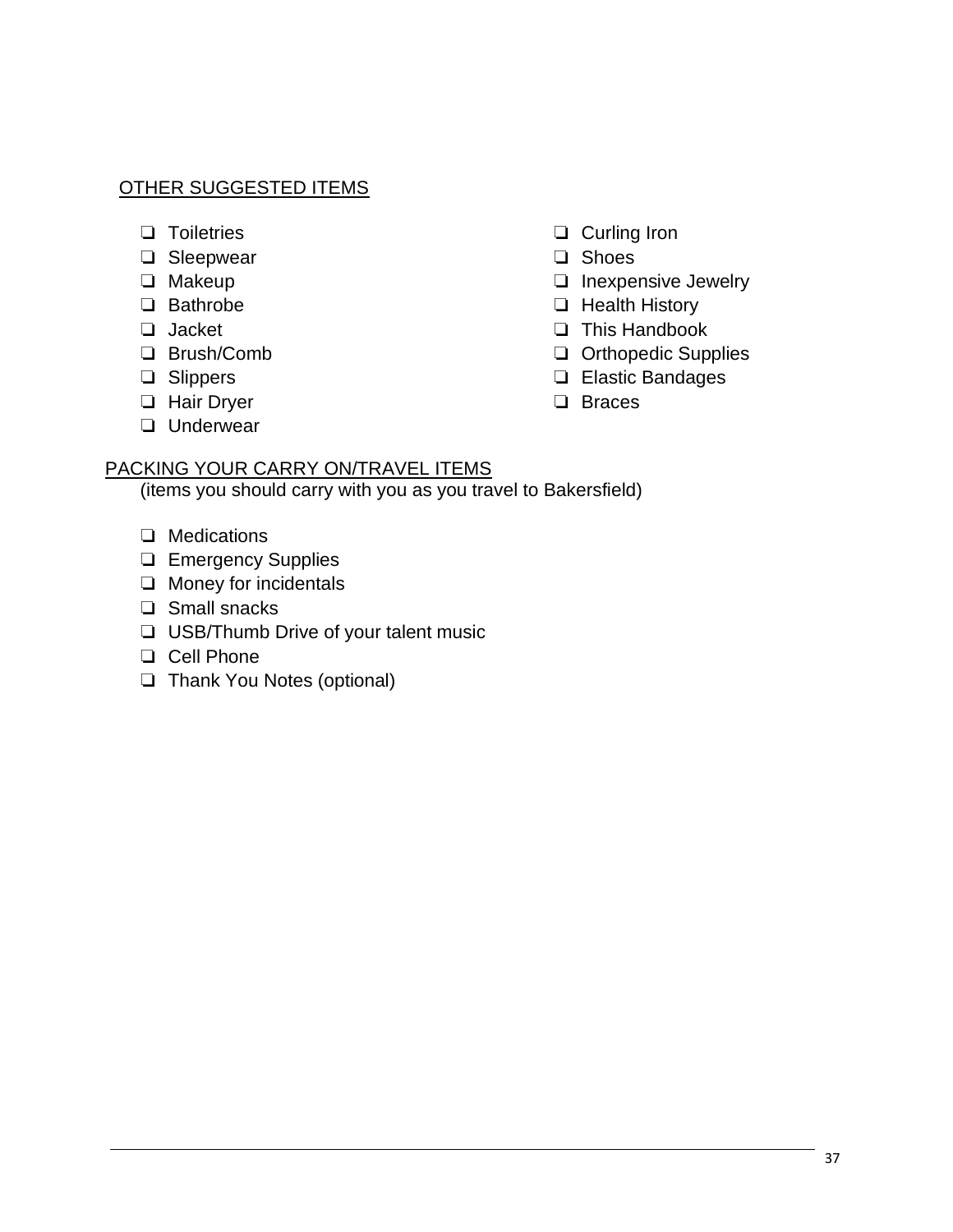<u>OTHER SUGGESTED ITEMS</u>

- ❏ Toiletries
- ❏ Sleepwear
- ❏ Makeup
- ❏ Bathrobe
- ❏ Jacket
- ❏ Brush/Comb
- ❏ Slippers
- ❏ Hair Dryer
- ❏ Underwear
- ❏ Curling Iron
- ❏ Shoes
- ❏ Inexpensive Jewelry
- ❏ Health History
- ❏ This Handbook
- ❏ Orthopedic Supplies
- ❏ Elastic Bandages
- ❏ Braces

<u>PACKING YOUR CARRY ON/TRAVEL ITEMS</u>

(items you should carry with you as you travel to Bakersfield)

- ❏ Medications
- ❏ Emergency Supplies
- ❏ Money for incidentals
- ❏ Small snacks
- ❏ USB/Thumb Drive of your talent music
- ❏ Cell Phone
- ❏ Thank You Notes (optional)